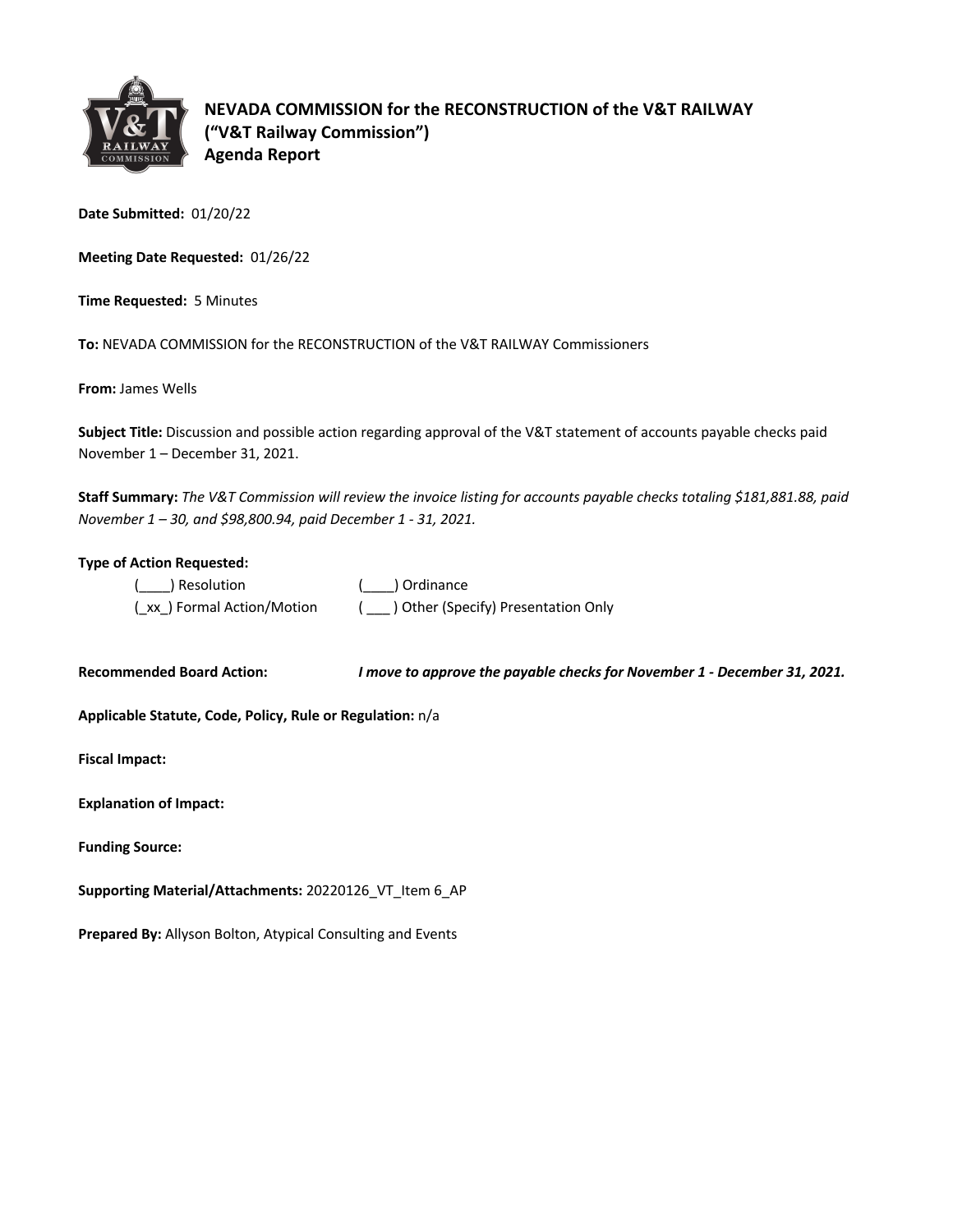# NEVADA COMMISSION for the RECONSTRUCTION of the V&T RAILWAY
## ("V&T Railway Commission")
## Agenda Report

**Date Submitted:** 01/20/22

**Meeting Date Requested:** 01/26/22

**Time Requested:** 5 Minutes

**To:** NEVADA COMMISSION for the RECONSTRUCTION of the V&T RAILWAY Commissioners

**From:** James Wells

**Subject Title:** Discussion and possible action regarding approval of the V&T statement of accounts payable checks paid November 1 – December 31, 2021.

**Staff Summary:** *The V&T Commission will review the invoice listing for accounts payable checks totaling $181,881.88, paid November 1 – 30, and $98,800.94, paid December 1 - 31, 2021.*

**Type of Action Requested:**

(____) Resolution (____) Ordinance

(_xx_) Formal Action/Motion ( ___ ) Other (Specify) Presentation Only

**Recommended Board Action:** ***I move to approve the payable checks for November 1 - December 31, 2021.***

**Applicable Statute, Code, Policy, Rule or Regulation:** n/a

**Fiscal Impact:**

**Explanation of Impact:**

**Funding Source:**

**Supporting Material/Attachments:** 20220126_VT_Item 6_AP

**Prepared By:** Allyson Bolton, Atypical Consulting and Events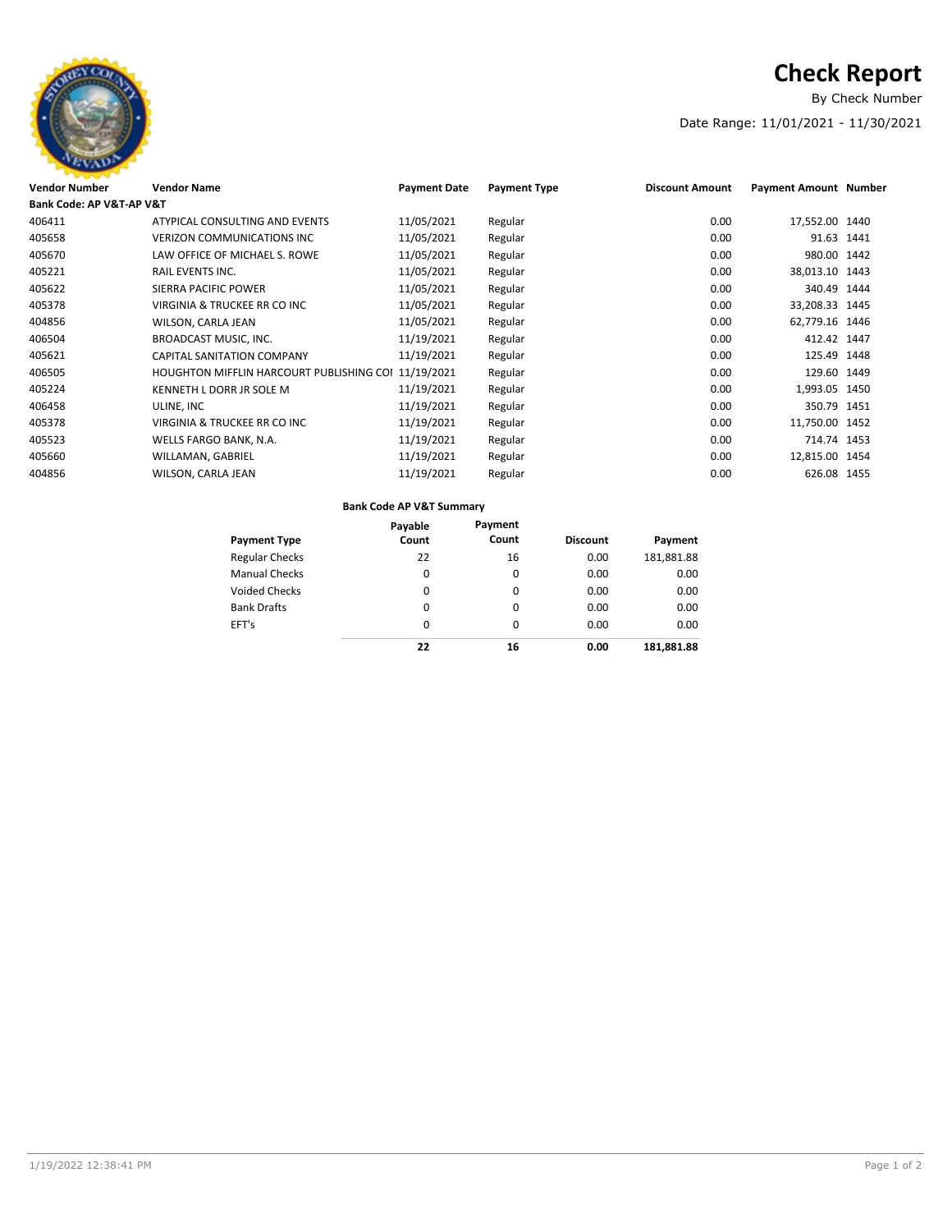# Check Report

By Check Number

Date Range: 11/01/2021 - 11/30/2021

| Vendor Number | Vendor Name | Payment Date | Payment Type | Discount Amount | Payment Amount | Number |
|---|---|---|---|---|---|---|
| **Bank Code: AP V&T-AP V&T** | | | | | | |
| 406411 | ATYPICAL CONSULTING AND EVENTS | 11/05/2021 | Regular | 0.00 | 17,552.00 | 1440 |
| 405658 | VERIZON COMMUNICATIONS INC | 11/05/2021 | Regular | 0.00 | 91.63 | 1441 |
| 405670 | LAW OFFICE OF MICHAEL S. ROWE | 11/05/2021 | Regular | 0.00 | 980.00 | 1442 |
| 405221 | RAIL EVENTS INC. | 11/05/2021 | Regular | 0.00 | 38,013.10 | 1443 |
| 405622 | SIERRA PACIFIC POWER | 11/05/2021 | Regular | 0.00 | 340.49 | 1444 |
| 405378 | VIRGINIA & TRUCKEE RR CO INC | 11/05/2021 | Regular | 0.00 | 33,208.33 | 1445 |
| 404856 | WILSON, CARLA JEAN | 11/05/2021 | Regular | 0.00 | 62,779.16 | 1446 |
| 406504 | BROADCAST MUSIC, INC. | 11/19/2021 | Regular | 0.00 | 412.42 | 1447 |
| 405621 | CAPITAL SANITATION COMPANY | 11/19/2021 | Regular | 0.00 | 125.49 | 1448 |
| 406505 | HOUGHTON MIFFLIN HARCOURT PUBLISHING COI | 11/19/2021 | Regular | 0.00 | 129.60 | 1449 |
| 405224 | KENNETH L DORR JR SOLE M | 11/19/2021 | Regular | 0.00 | 1,993.05 | 1450 |
| 406458 | ULINE, INC | 11/19/2021 | Regular | 0.00 | 350.79 | 1451 |
| 405378 | VIRGINIA & TRUCKEE RR CO INC | 11/19/2021 | Regular | 0.00 | 11,750.00 | 1452 |
| 405523 | WELLS FARGO BANK, N.A. | 11/19/2021 | Regular | 0.00 | 714.74 | 1453 |
| 405660 | WILLAMAN, GABRIEL | 11/19/2021 | Regular | 0.00 | 12,815.00 | 1454 |
| 404856 | WILSON, CARLA JEAN | 11/19/2021 | Regular | 0.00 | 626.08 | 1455 |

**Bank Code AP V&T Summary**

| Payment Type | Payable Count | Payment Count | Discount | Payment |
|---|---|---|---|---|
| Regular Checks | 22 | 16 | 0.00 | 181,881.88 |
| Manual Checks | 0 | 0 | 0.00 | 0.00 |
| Voided Checks | 0 | 0 | 0.00 | 0.00 |
| Bank Drafts | 0 | 0 | 0.00 | 0.00 |
| EFT's | 0 | 0 | 0.00 | 0.00 |
| | **22** | **16** | **0.00** | **181,881.88** |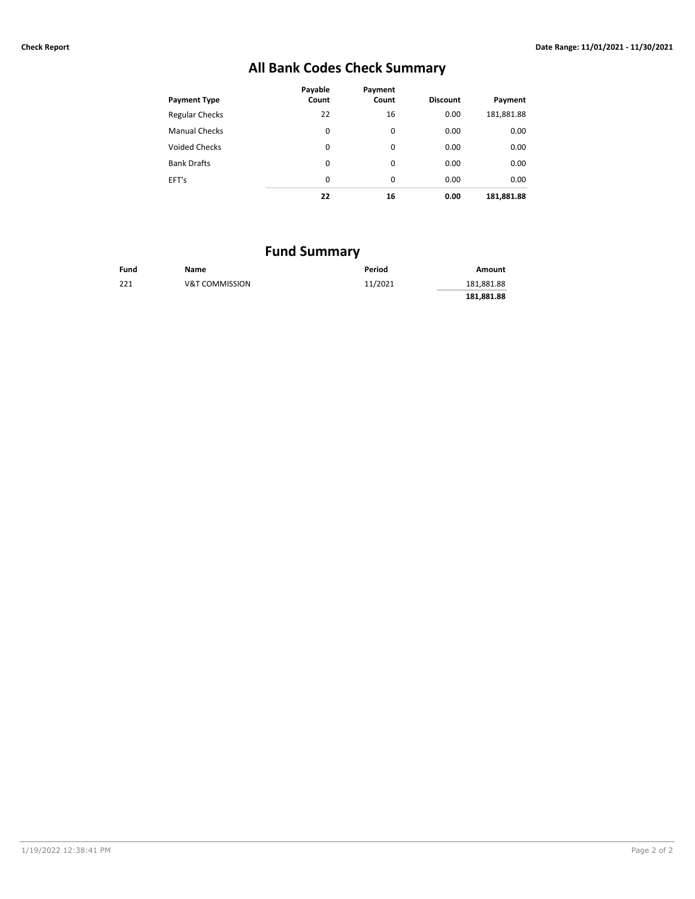Check Report

Date Range: 11/01/2021 - 11/30/2021

## All Bank Codes Check Summary

| Payment Type | Payable Count | Payment Count | Discount | Payment |
|---|---|---|---|---|
| Regular Checks | 22 | 16 | 0.00 | 181,881.88 |
| Manual Checks | 0 | 0 | 0.00 | 0.00 |
| Voided Checks | 0 | 0 | 0.00 | 0.00 |
| Bank Drafts | 0 | 0 | 0.00 | 0.00 |
| EFT's | 0 | 0 | 0.00 | 0.00 |
| | **22** | **16** | **0.00** | **181,881.88** |

## Fund Summary

| Fund | Name | Period | Amount |
|---|---|---|---|
| 221 | V&T COMMISSION | 11/2021 | 181,881.88 |
| | | | **181,881.88** |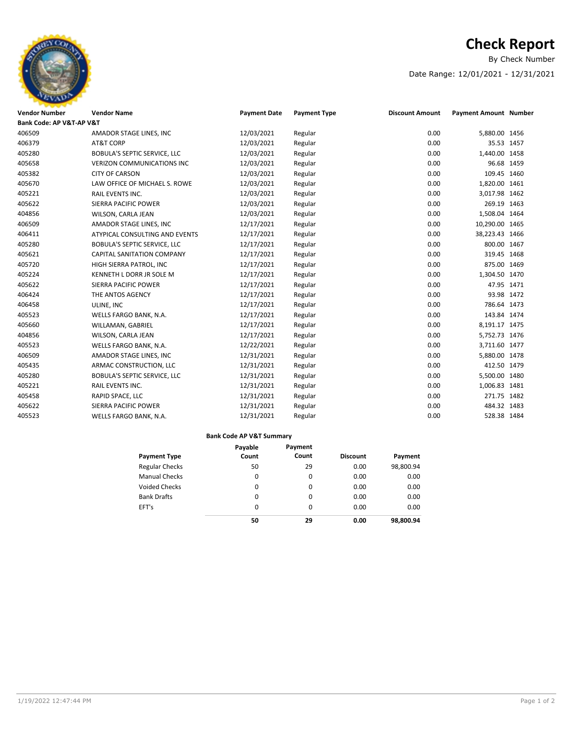# Check Report

By Check Number

Date Range: 12/01/2021 - 12/31/2021

| Vendor Number | Vendor Name | Payment Date | Payment Type | Discount Amount | Payment Amount | Number |
|---|---|---|---|---|---|---|
| **Bank Code: AP V&T-AP V&T** | | | | | | |
| 406509 | AMADOR STAGE LINES, INC | 12/03/2021 | Regular | 0.00 | 5,880.00 | 1456 |
| 406379 | AT&T CORP | 12/03/2021 | Regular | 0.00 | 35.53 | 1457 |
| 405280 | BOBULA'S SEPTIC SERVICE, LLC | 12/03/2021 | Regular | 0.00 | 1,440.00 | 1458 |
| 405658 | VERIZON COMMUNICATIONS INC | 12/03/2021 | Regular | 0.00 | 96.68 | 1459 |
| 405382 | CITY OF CARSON | 12/03/2021 | Regular | 0.00 | 109.45 | 1460 |
| 405670 | LAW OFFICE OF MICHAEL S. ROWE | 12/03/2021 | Regular | 0.00 | 1,820.00 | 1461 |
| 405221 | RAIL EVENTS INC. | 12/03/2021 | Regular | 0.00 | 3,017.98 | 1462 |
| 405622 | SIERRA PACIFIC POWER | 12/03/2021 | Regular | 0.00 | 269.19 | 1463 |
| 404856 | WILSON, CARLA JEAN | 12/03/2021 | Regular | 0.00 | 1,508.04 | 1464 |
| 406509 | AMADOR STAGE LINES, INC | 12/17/2021 | Regular | 0.00 | 10,290.00 | 1465 |
| 406411 | ATYPICAL CONSULTING AND EVENTS | 12/17/2021 | Regular | 0.00 | 38,223.43 | 1466 |
| 405280 | BOBULA'S SEPTIC SERVICE, LLC | 12/17/2021 | Regular | 0.00 | 800.00 | 1467 |
| 405621 | CAPITAL SANITATION COMPANY | 12/17/2021 | Regular | 0.00 | 319.45 | 1468 |
| 405720 | HIGH SIERRA PATROL, INC | 12/17/2021 | Regular | 0.00 | 875.00 | 1469 |
| 405224 | KENNETH L DORR JR SOLE M | 12/17/2021 | Regular | 0.00 | 1,304.50 | 1470 |
| 405622 | SIERRA PACIFIC POWER | 12/17/2021 | Regular | 0.00 | 47.95 | 1471 |
| 406424 | THE ANTOS AGENCY | 12/17/2021 | Regular | 0.00 | 93.98 | 1472 |
| 406458 | ULINE, INC | 12/17/2021 | Regular | 0.00 | 786.64 | 1473 |
| 405523 | WELLS FARGO BANK, N.A. | 12/17/2021 | Regular | 0.00 | 143.84 | 1474 |
| 405660 | WILLAMAN, GABRIEL | 12/17/2021 | Regular | 0.00 | 8,191.17 | 1475 |
| 404856 | WILSON, CARLA JEAN | 12/17/2021 | Regular | 0.00 | 5,752.73 | 1476 |
| 405523 | WELLS FARGO BANK, N.A. | 12/22/2021 | Regular | 0.00 | 3,711.60 | 1477 |
| 406509 | AMADOR STAGE LINES, INC | 12/31/2021 | Regular | 0.00 | 5,880.00 | 1478 |
| 405435 | ARMAC CONSTRUCTION, LLC | 12/31/2021 | Regular | 0.00 | 412.50 | 1479 |
| 405280 | BOBULA'S SEPTIC SERVICE, LLC | 12/31/2021 | Regular | 0.00 | 5,500.00 | 1480 |
| 405221 | RAIL EVENTS INC. | 12/31/2021 | Regular | 0.00 | 1,006.83 | 1481 |
| 405458 | RAPID SPACE, LLC | 12/31/2021 | Regular | 0.00 | 271.75 | 1482 |
| 405622 | SIERRA PACIFIC POWER | 12/31/2021 | Regular | 0.00 | 484.32 | 1483 |
| 405523 | WELLS FARGO BANK, N.A. | 12/31/2021 | Regular | 0.00 | 528.38 | 1484 |

**Bank Code AP V&T Summary**

| Payment Type | Payable Count | Payment Count | Discount | Payment |
|---|---|---|---|---|
| Regular Checks | 50 | 29 | 0.00 | 98,800.94 |
| Manual Checks | 0 | 0 | 0.00 | 0.00 |
| Voided Checks | 0 | 0 | 0.00 | 0.00 |
| Bank Drafts | 0 | 0 | 0.00 | 0.00 |
| EFT's | 0 | 0 | 0.00 | 0.00 |
| | **50** | **29** | **0.00** | **98,800.94** |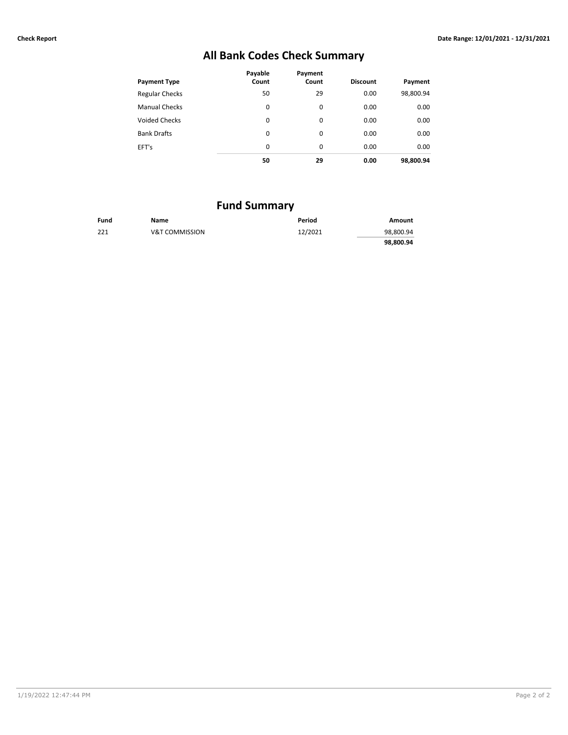Check Report

Date Range: 12/01/2021 - 12/31/2021

# All Bank Codes Check Summary

| Payment Type | Payable Count | Payment Count | Discount | Payment |
|---|---|---|---|---|
| Regular Checks | 50 | 29 | 0.00 | 98,800.94 |
| Manual Checks | 0 | 0 | 0.00 | 0.00 |
| Voided Checks | 0 | 0 | 0.00 | 0.00 |
| Bank Drafts | 0 | 0 | 0.00 | 0.00 |
| EFT's | 0 | 0 | 0.00 | 0.00 |
| | **50** | **29** | **0.00** | **98,800.94** |

# Fund Summary

| Fund | Name | Period | Amount |
|---|---|---|---|
| 221 | V&T COMMISSION | 12/2021 | 98,800.94 |
| | | | **98,800.94** |

1/19/2022 12:47:44 PM